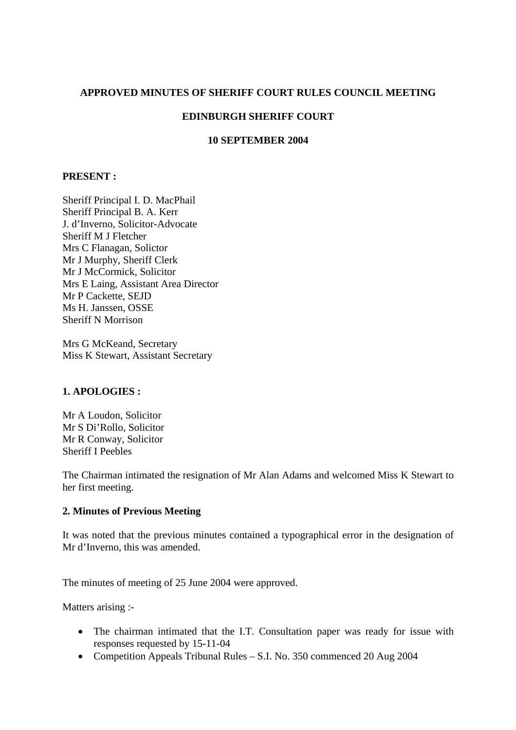**APPROVED MINUTES OF SHERIFF COURT RULES COUNCIL MEETING**

**EDINBURGH SHERIFF COURT**

**10 SEPTEMBER 2004**

**PRESENT :**

Sheriff Principal I. D. MacPhail  
Sheriff Principal B. A. Kerr  
J. d'Inverno, Solicitor-Advocate  
Sheriff M J Fletcher  
Mrs C Flanagan, Solicitor  
Mr J Murphy, Sheriff Clerk  
Mr J McCormick, Solicitor  
Mrs E Laing, Assistant Area Director  
Mr P Cackette, SEJD  
Ms H. Janssen, OSSE  
Sheriff N Morrison

Mrs G McKeand, Secretary  
Miss K Stewart, Assistant Secretary

**1. APOLOGIES :**

Mr A Loudon, Solicitor  
Mr S Di'Rollo, Solicitor  
Mr R Conway, Solicitor  
Sheriff I Peebles

The Chairman intimated the resignation of Mr Alan Adams and welcomed Miss K Stewart to her first meeting.

**2. Minutes of Previous Meeting**

It was noted that the previous minutes contained a typographical error in the designation of Mr d'Inverno, this was amended.

The minutes of meeting of 25 June 2004 were approved.

Matters arising :-

- The chairman intimated that the I.T. Consultation paper was ready for issue with responses requested by 15-11-04
- Competition Appeals Tribunal Rules – S.I. No. 350 commenced 20 Aug 2004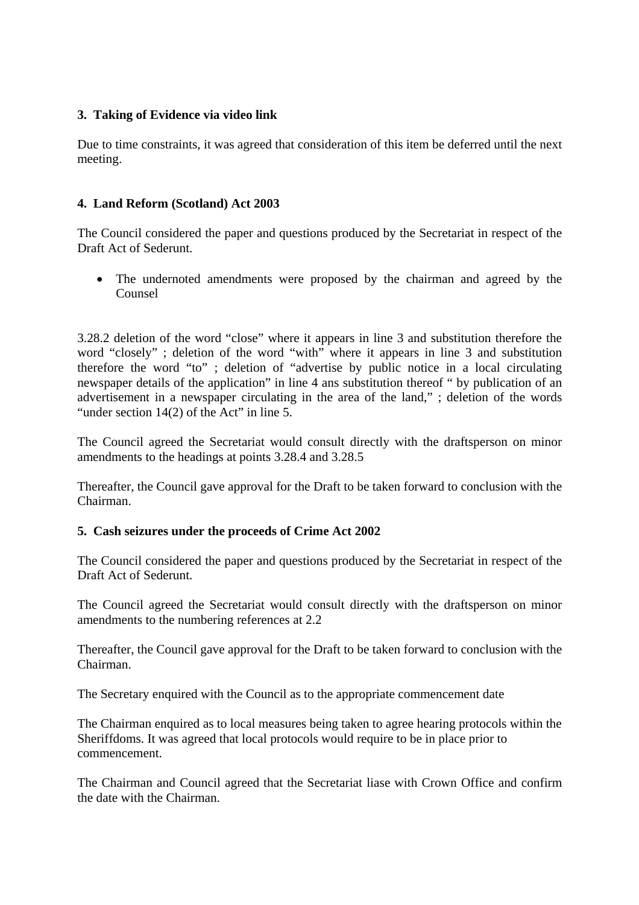**3. Taking of Evidence via video link**

Due to time constraints, it was agreed that consideration of this item be deferred until the next meeting.

**4. Land Reform (Scotland) Act 2003**

The Council considered the paper and questions produced by the Secretariat in respect of the Draft Act of Sederunt.

- The undernoted amendments were proposed by the chairman and agreed by the Counsel

3.28.2 deletion of the word "close" where it appears in line 3 and substitution therefore the word "closely" ; deletion of the word "with" where it appears in line 3 and substitution therefore the word "to" ; deletion of "advertise by public notice in a local circulating newspaper details of the application" in line 4 ans substitution thereof " by publication of an advertisement in a newspaper circulating in the area of the land," ; deletion of the words "under section 14(2) of the Act" in line 5.

The Council agreed the Secretariat would consult directly with the draftsperson on minor amendments to the headings at points 3.28.4 and 3.28.5

Thereafter, the Council gave approval for the Draft to be taken forward to conclusion with the Chairman.

**5. Cash seizures under the proceeds of Crime Act 2002**

The Council considered the paper and questions produced by the Secretariat in respect of the Draft Act of Sederunt.

The Council agreed the Secretariat would consult directly with the draftsperson on minor amendments to the numbering references at 2.2

Thereafter, the Council gave approval for the Draft to be taken forward to conclusion with the Chairman.

The Secretary enquired with the Council as to the appropriate commencement date

The Chairman enquired as to local measures being taken to agree hearing protocols within the Sheriffdoms. It was agreed that local protocols would require to be in place prior to commencement.

The Chairman and Council agreed that the Secretariat liase with Crown Office and confirm the date with the Chairman.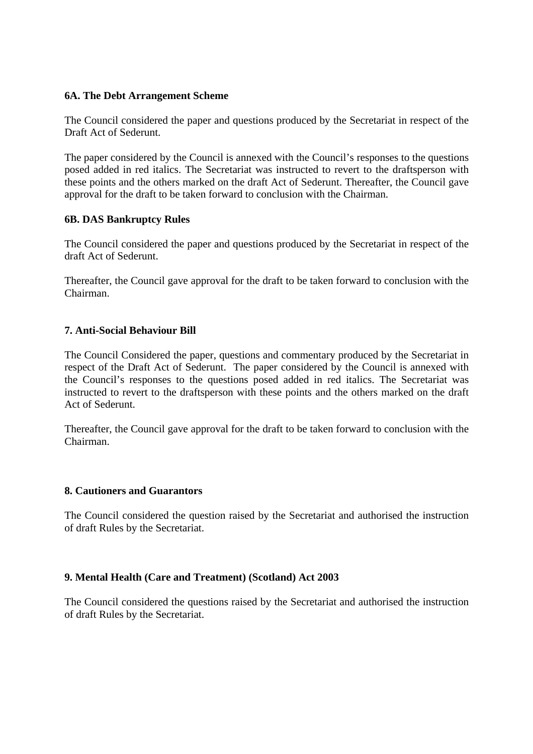**6A. The Debt Arrangement Scheme**

The Council considered the paper and questions produced by the Secretariat in respect of the Draft Act of Sederunt.

The paper considered by the Council is annexed with the Council's responses to the questions posed added in red italics. The Secretariat was instructed to revert to the draftsperson with these points and the others marked on the draft Act of Sederunt. Thereafter, the Council gave approval for the draft to be taken forward to conclusion with the Chairman.

**6B. DAS Bankruptcy Rules**

The Council considered the paper and questions produced by the Secretariat in respect of the draft Act of Sederunt.

Thereafter, the Council gave approval for the draft to be taken forward to conclusion with the Chairman.

**7. Anti-Social Behaviour Bill**

The Council Considered the paper, questions and commentary produced by the Secretariat in respect of the Draft Act of Sederunt. The paper considered by the Council is annexed with the Council's responses to the questions posed added in red italics. The Secretariat was instructed to revert to the draftsperson with these points and the others marked on the draft Act of Sederunt.

Thereafter, the Council gave approval for the draft to be taken forward to conclusion with the Chairman.

**8. Cautioners and Guarantors**

The Council considered the question raised by the Secretariat and authorised the instruction of draft Rules by the Secretariat.

**9. Mental Health (Care and Treatment) (Scotland) Act 2003**

The Council considered the questions raised by the Secretariat and authorised the instruction of draft Rules by the Secretariat.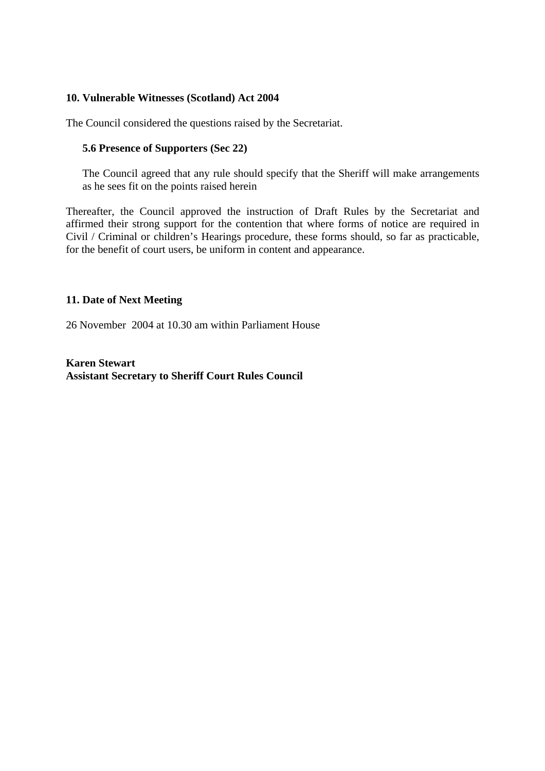**10. Vulnerable Witnesses (Scotland) Act 2004**

The Council considered the questions raised by the Secretariat.

> **5.6 Presence of Supporters (Sec 22)**
>
> The Council agreed that any rule should specify that the Sheriff will make arrangements as he sees fit on the points raised herein

Thereafter, the Council approved the instruction of Draft Rules by the Secretariat and affirmed their strong support for the contention that where forms of notice are required in Civil / Criminal or children's Hearings procedure, these forms should, so far as practicable, for the benefit of court users, be uniform in content and appearance.

**11. Date of Next Meeting**

26 November 2004 at 10.30 am within Parliament House

**Karen Stewart**
**Assistant Secretary to Sheriff Court Rules Council**